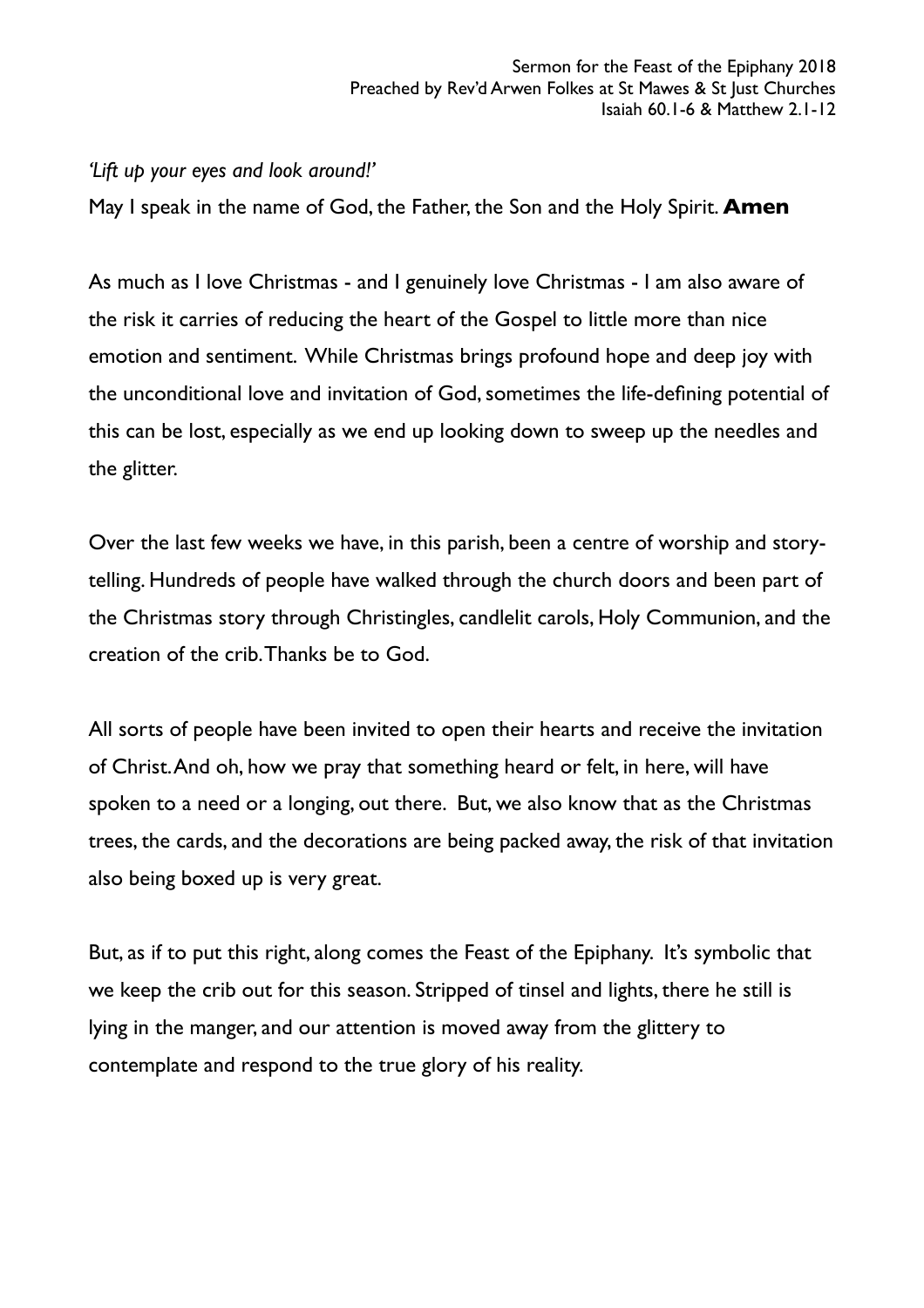Sermon for the Feast of the Epiphany 2018
Preached by Rev'd Arwen Folkes at St Mawes & St Just Churches
Isaiah 60.1-6 & Matthew 2.1-12

*'Lift up your eyes and look around!'*

May I speak in the name of God, the Father, the Son and the Holy Spirit. **Amen**

As much as I love Christmas - and I genuinely love Christmas - I am also aware of the risk it carries of reducing the heart of the Gospel to little more than nice emotion and sentiment. While Christmas brings profound hope and deep joy with the unconditional love and invitation of God, sometimes the life-defining potential of this can be lost, especially as we end up looking down to sweep up the needles and the glitter.

Over the last few weeks we have, in this parish, been a centre of worship and story-telling. Hundreds of people have walked through the church doors and been part of the Christmas story through Christingles, candlelit carols, Holy Communion, and the creation of the crib. Thanks be to God.

All sorts of people have been invited to open their hearts and receive the invitation of Christ. And oh, how we pray that something heard or felt, in here, will have spoken to a need or a longing, out there. But, we also know that as the Christmas trees, the cards, and the decorations are being packed away, the risk of that invitation also being boxed up is very great.

But, as if to put this right, along comes the Feast of the Epiphany. It's symbolic that we keep the crib out for this season. Stripped of tinsel and lights, there he still is lying in the manger, and our attention is moved away from the glittery to contemplate and respond to the true glory of his reality.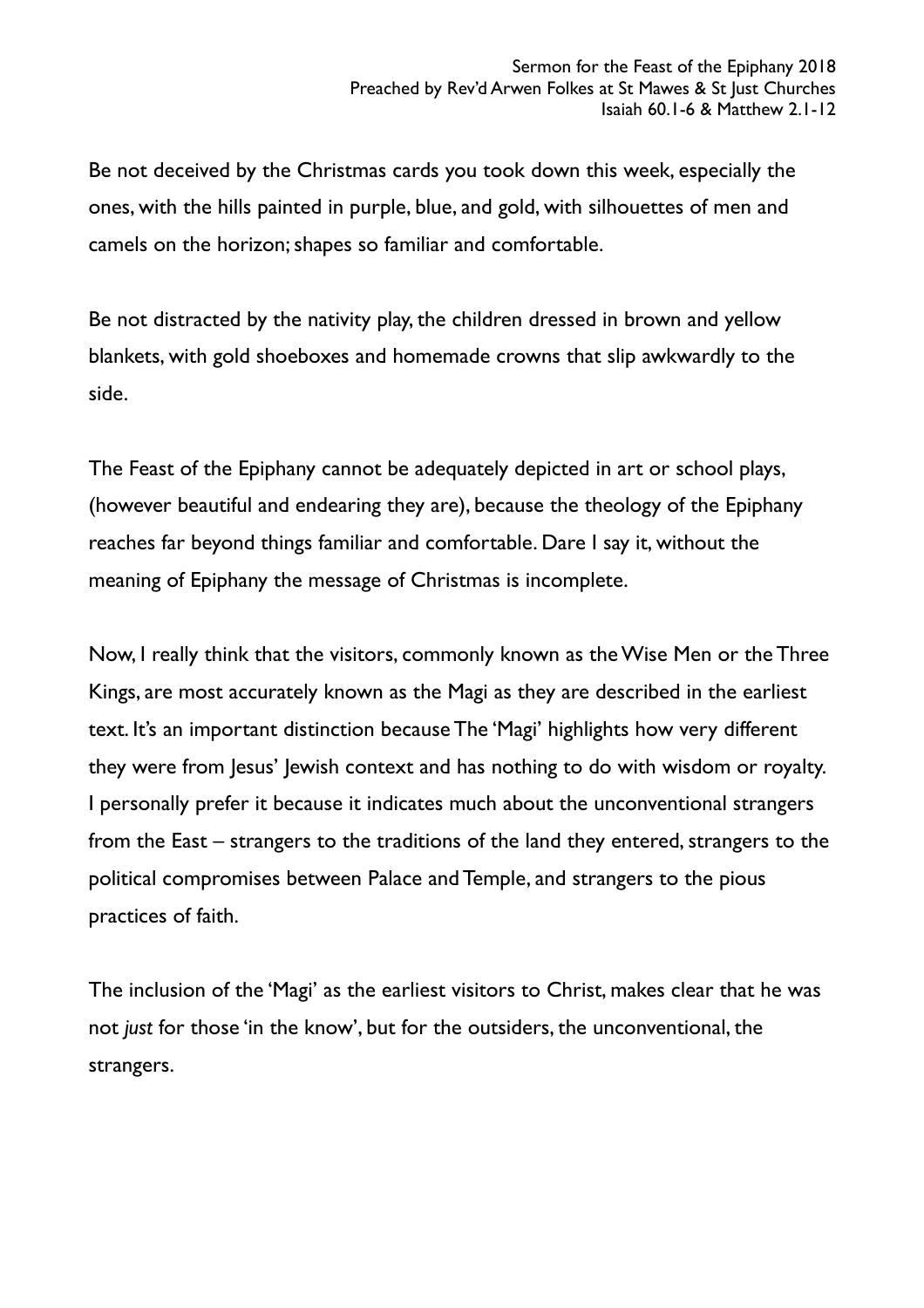Sermon for the Feast of the Epiphany 2018
Preached by Rev'd Arwen Folkes at St Mawes & St Just Churches
Isaiah 60.1-6 & Matthew 2.1-12

Be not deceived by the Christmas cards you took down this week, especially the ones, with the hills painted in purple, blue, and gold, with silhouettes of men and camels on the horizon; shapes so familiar and comfortable.

Be not distracted by the nativity play, the children dressed in brown and yellow blankets, with gold shoeboxes and homemade crowns that slip awkwardly to the side.

The Feast of the Epiphany cannot be adequately depicted in art or school plays, (however beautiful and endearing they are), because the theology of the Epiphany reaches far beyond things familiar and comfortable. Dare I say it, without the meaning of Epiphany the message of Christmas is incomplete.

Now, I really think that the visitors, commonly known as the Wise Men or the Three Kings, are most accurately known as the Magi as they are described in the earliest text. It's an important distinction because The 'Magi' highlights how very different they were from Jesus' Jewish context and has nothing to do with wisdom or royalty. I personally prefer it because it indicates much about the unconventional strangers from the East – strangers to the traditions of the land they entered, strangers to the political compromises between Palace and Temple, and strangers to the pious practices of faith.

The inclusion of the 'Magi' as the earliest visitors to Christ, makes clear that he was not *just* for those 'in the know', but for the outsiders, the unconventional, the strangers.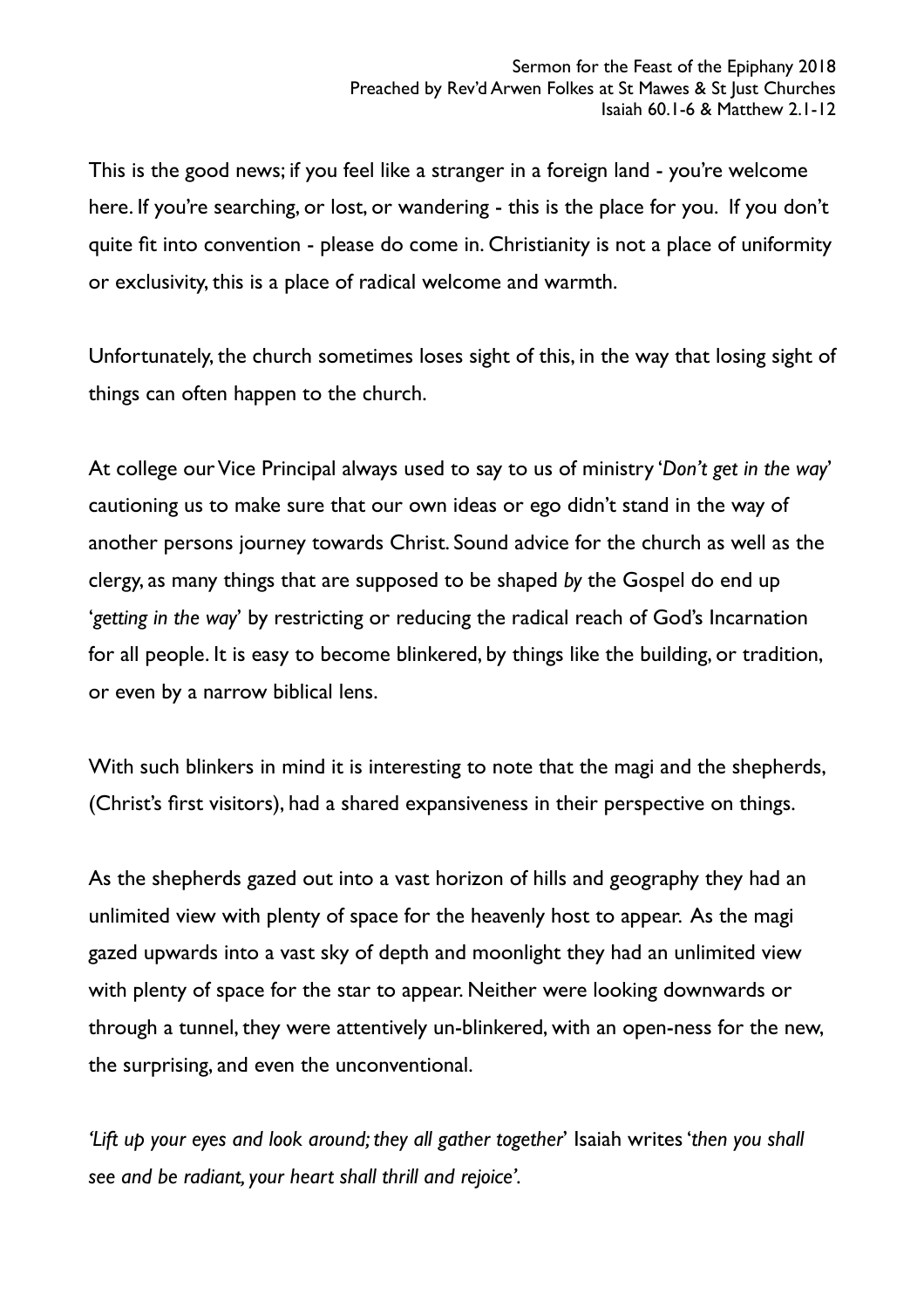This is the good news; if you feel like a stranger in a foreign land - you're welcome here. If you're searching, or lost, or wandering - this is the place for you. If you don't quite fit into convention - please do come in. Christianity is not a place of uniformity or exclusivity, this is a place of radical welcome and warmth.

Unfortunately, the church sometimes loses sight of this, in the way that losing sight of things can often happen to the church.

At college our Vice Principal always used to say to us of ministry '*Don't get in the way*' cautioning us to make sure that our own ideas or ego didn't stand in the way of another persons journey towards Christ. Sound advice for the church as well as the clergy, as many things that are supposed to be shaped *by* the Gospel do end up '*getting in the way*' by restricting or reducing the radical reach of God's Incarnation for all people. It is easy to become blinkered, by things like the building, or tradition, or even by a narrow biblical lens.

With such blinkers in mind it is interesting to note that the magi and the shepherds, (Christ's first visitors), had a shared expansiveness in their perspective on things.

As the shepherds gazed out into a vast horizon of hills and geography they had an unlimited view with plenty of space for the heavenly host to appear. As the magi gazed upwards into a vast sky of depth and moonlight they had an unlimited view with plenty of space for the star to appear. Neither were looking downwards or through a tunnel, they were attentively un-blinkered, with an open-ness for the new, the surprising, and even the unconventional.

*'Lift up your eyes and look around; they all gather together'* Isaiah writes '*then you shall see and be radiant, your heart shall thrill and rejoice'*.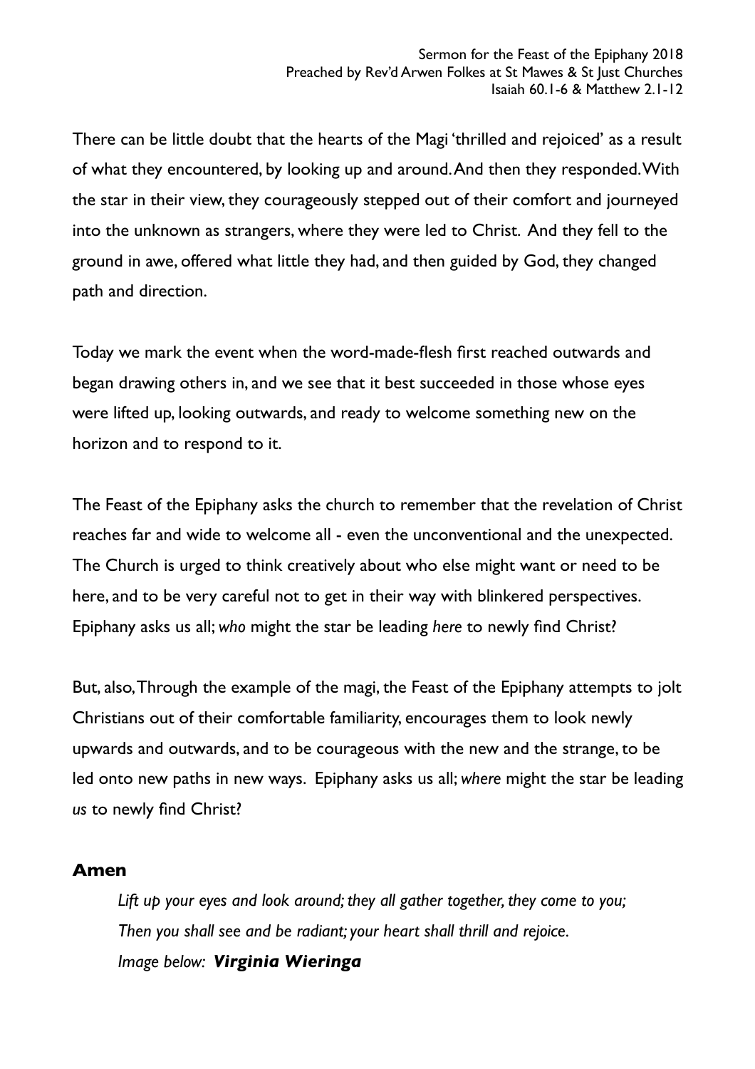There can be little doubt that the hearts of the Magi 'thrilled and rejoiced' as a result of what they encountered, by looking up and around. And then they responded. With the star in their view, they courageously stepped out of their comfort and journeyed into the unknown as strangers, where they were led to Christ. And they fell to the ground in awe, offered what little they had, and then guided by God, they changed path and direction.

Today we mark the event when the word-made-flesh first reached outwards and began drawing others in, and we see that it best succeeded in those whose eyes were lifted up, looking outwards, and ready to welcome something new on the horizon and to respond to it.

The Feast of the Epiphany asks the church to remember that the revelation of Christ reaches far and wide to welcome all - even the unconventional and the unexpected. The Church is urged to think creatively about who else might want or need to be here, and to be very careful not to get in their way with blinkered perspectives. Epiphany asks us all; *who* might the star be leading *here* to newly find Christ?

But, also, Through the example of the magi, the Feast of the Epiphany attempts to jolt Christians out of their comfortable familiarity, encourages them to look newly upwards and outwards, and to be courageous with the new and the strange, to be led onto new paths in new ways. Epiphany asks us all; *where* might the star be leading *us* to newly find Christ?

**Amen**

> *Lift up your eyes and look around; they all gather together, they come to you;*
> *Then you shall see and be radiant; your heart shall thrill and rejoice.*
> *Image below:* ***Virginia Wieringa***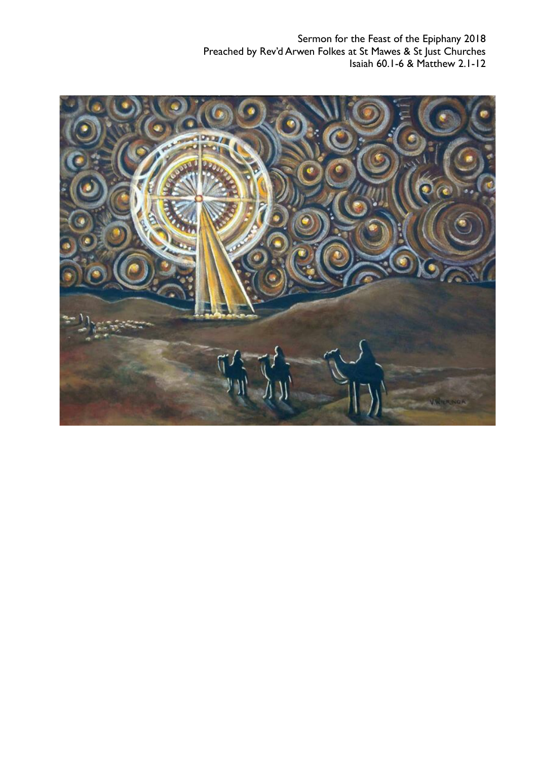Sermon for the Feast of the Epiphany 2018
Preached by Rev'd Arwen Folkes at St Mawes & St Just Churches
Isaiah 60.1-6 & Matthew 2.1-12